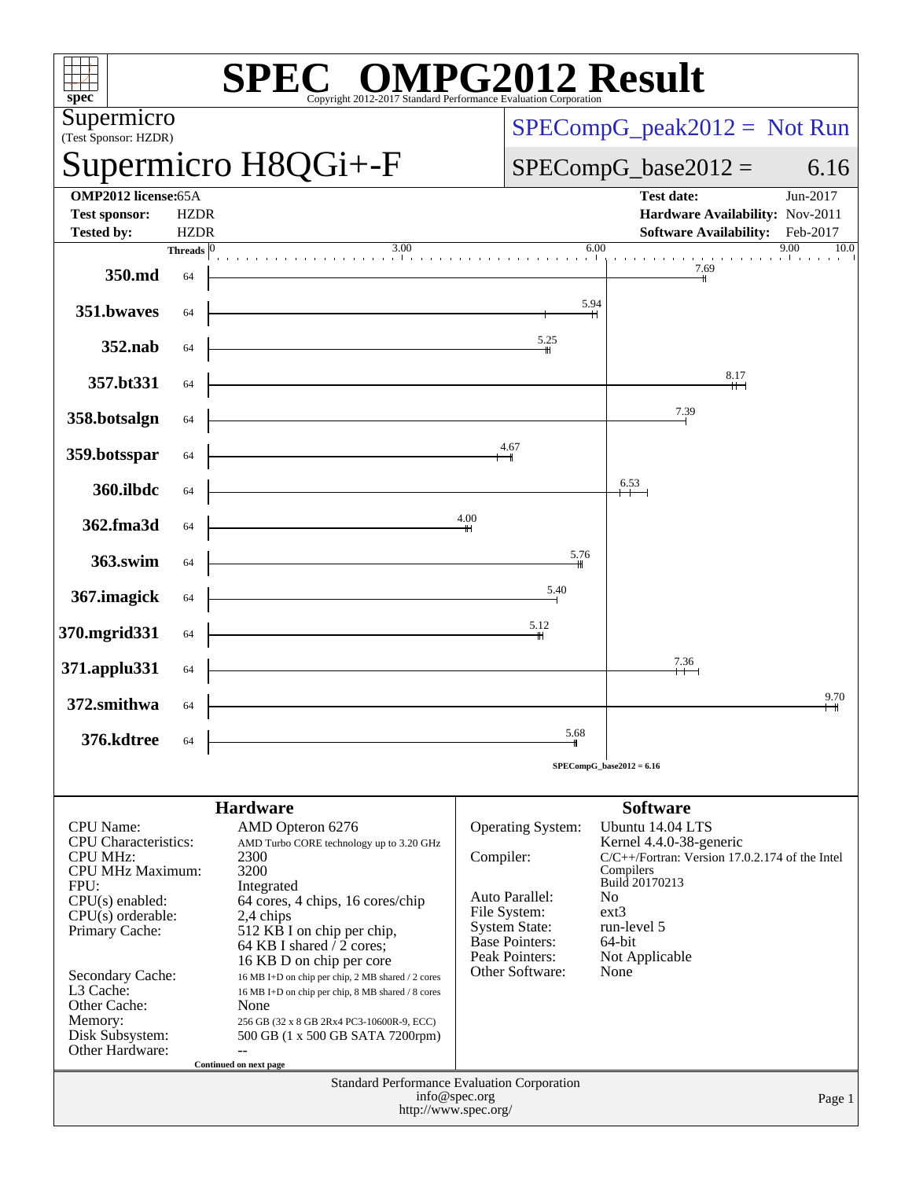# SPEC® OMPG2012 Result

Copyright 2012-2017 Standard Performance Evaluation Corporation

**Supermicro**
(Test Sponsor: HZDR)

# Supermicro H8QGi+-F

SPECompG_peak2012 = Not Run

SPECompG_base2012 = 6.16

| | | | |
|---|---|---|---|
| **OMP2012 license:** | 65A | **Test date:** | Jun-2017 |
| **Test sponsor:** | HZDR | **Hardware Availability:** | Nov-2011 |
| **Tested by:** | HZDR | **Software Availability:** | Feb-2017 |

| Benchmark | Threads | Base ratio |
|---|---|---|
| 350.md | 64 | 7.69 |
| 351.bwaves | 64 | 5.94 |
| 352.nab | 64 | 5.25 |
| 357.bt331 | 64 | 8.17 |
| 358.botsalgn | 64 | 7.39 |
| 359.botsspar | 64 | 4.67 |
| 360.ilbdc | 64 | 6.53 |
| 362.fma3d | 64 | 4.00 |
| 363.swim | 64 | 5.76 |
| 367.imagick | 64 | 5.40 |
| 370.mgrid331 | 64 | 5.12 |
| 371.applu331 | 64 | 7.36 |
| 372.smithwa | 64 | 9.70 |
| 376.kdtree | 64 | 5.68 |

SPECompG_base2012 = 6.16

## Hardware

| | |
|---|---|
| CPU Name: | AMD Opteron 6276 |
| CPU Characteristics: | AMD Turbo CORE technology up to 3.20 GHz |
| CPU MHz: | 2300 |
| CPU MHz Maximum: | 3200 |
| FPU: | Integrated |
| CPU(s) enabled: | 64 cores, 4 chips, 16 cores/chip |
| CPU(s) orderable: | 2,4 chips |
| Primary Cache: | 512 KB I on chip per chip, 64 KB I shared / 2 cores; 16 KB D on chip per core |
| Secondary Cache: | 16 MB I+D on chip per chip, 2 MB shared / 2 cores |
| L3 Cache: | 16 MB I+D on chip per chip, 8 MB shared / 8 cores |
| Other Cache: | None |
| Memory: | 256 GB (32 x 8 GB 2Rx4 PC3-10600R-9, ECC) |
| Disk Subsystem: | 500 GB (1 x 500 GB SATA 7200rpm) |
| Other Hardware: | -- |

Continued on next page

## Software

| | |
|---|---|
| Operating System: | Ubuntu 14.04 LTS Kernel 4.4.0-38-generic |
| Compiler: | C/C++/Fortran: Version 17.0.2.174 of the Intel Compilers Build 20170213 |
| Auto Parallel: | No |
| File System: | ext3 |
| System State: | run-level 5 |
| Base Pointers: | 64-bit |
| Peak Pointers: | Not Applicable |
| Other Software: | None |

Standard Performance Evaluation Corporation
info@spec.org
http://www.spec.org/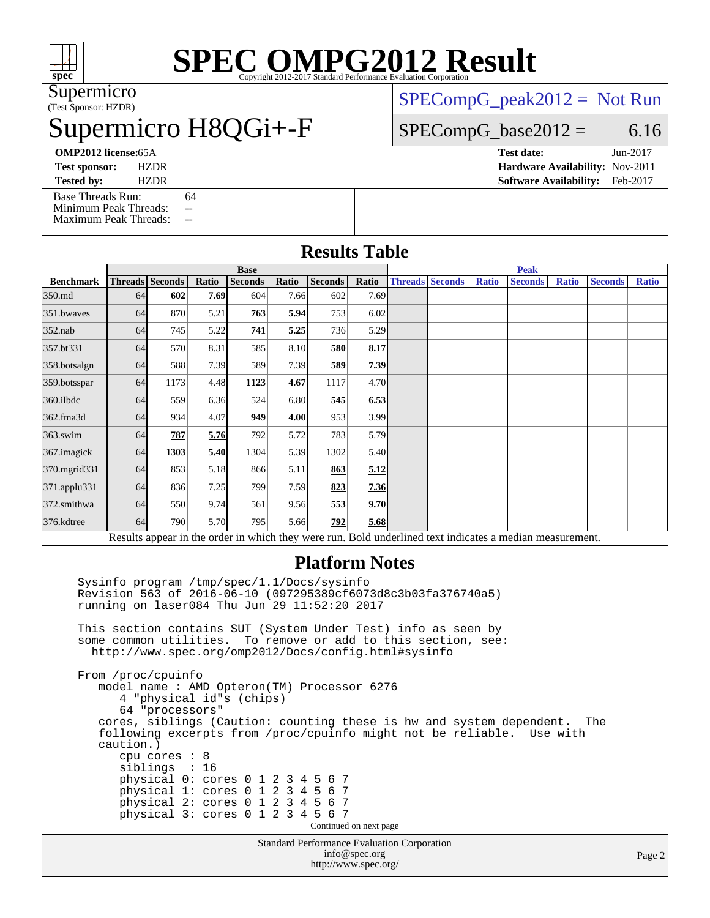# SPEC OMPG2012 Result

Copyright 2012-2017 Standard Performance Evaluation Corporation

Supermicro
(Test Sponsor: HZDR)

# Supermicro H8QGi+-F

SPECompG_peak2012 = Not Run

SPECompG_base2012 = 6.16

**OMP2012 license:** 65A
**Test sponsor:** HZDR
**Tested by:** HZDR

**Test date:** Jun-2017
**Hardware Availability:** Nov-2011
**Software Availability:** Feb-2017

Base Threads Run: 64
Minimum Peak Threads: --
Maximum Peak Threads: --

## Results Table

| | Base | | | | | | | Peak | | | | | | |
|---|---|---|---|---|---|---|---|---|---|---|---|---|---|---|
| **Benchmark** | **Threads** | **Seconds** | **Ratio** | **Seconds** | **Ratio** | **Seconds** | **Ratio** | **Threads** | **Seconds** | **Ratio** | **Seconds** | **Ratio** | **Seconds** | **Ratio** |
| 350.md | 64 | **602** | **7.69** | 604 | 7.66 | 602 | 7.69 | | | | | | | |
| 351.bwaves | 64 | 870 | 5.21 | **763** | **5.94** | 753 | 6.02 | | | | | | | |
| 352.nab | 64 | 745 | 5.22 | **741** | **5.25** | 736 | 5.29 | | | | | | | |
| 357.bt331 | 64 | 570 | 8.31 | 585 | 8.10 | **580** | **8.17** | | | | | | | |
| 358.botsalgn | 64 | 588 | 7.39 | 589 | 7.39 | **589** | **7.39** | | | | | | | |
| 359.botsspar | 64 | 1173 | 4.48 | **1123** | **4.67** | 1117 | 4.70 | | | | | | | |
| 360.ilbdc | 64 | 559 | 6.36 | 524 | 6.80 | **545** | **6.53** | | | | | | | |
| 362.fma3d | 64 | 934 | 4.07 | **949** | **4.00** | 953 | 3.99 | | | | | | | |
| 363.swim | 64 | **787** | **5.76** | 792 | 5.72 | 783 | 5.79 | | | | | | | |
| 367.imagick | 64 | **1303** | **5.40** | 1304 | 5.39 | 1302 | 5.40 | | | | | | | |
| 370.mgrid331 | 64 | 853 | 5.18 | 866 | 5.11 | **863** | **5.12** | | | | | | | |
| 371.applu331 | 64 | 836 | 7.25 | 799 | 7.59 | **823** | **7.36** | | | | | | | |
| 372.smithwa | 64 | 550 | 9.74 | 561 | 9.56 | **553** | **9.70** | | | | | | | |
| 376.kdtree | 64 | 790 | 5.70 | 795 | 5.66 | **792** | **5.68** | | | | | | | |

Results appear in the order in which they were run. Bold underlined text indicates a median measurement.

## Platform Notes

```
Sysinfo program /tmp/spec/1.1/Docs/sysinfo
Revision 563 of 2016-06-10 (097295389cf6073d8c3b03fa376740a5)
running on laser084 Thu Jun 29 11:52:20 2017

This section contains SUT (System Under Test) info as seen by
some common utilities.  To remove or add to this section, see:
  http://www.spec.org/omp2012/Docs/config.html#sysinfo

From /proc/cpuinfo
   model name : AMD Opteron(TM) Processor 6276
      4 "physical id"s (chips)
      64 "processors"
   cores, siblings (Caution: counting these is hw and system dependent.  The
   following excerpts from /proc/cpuinfo might not be reliable.  Use with
   caution.)
      cpu cores : 8
      siblings  : 16
      physical 0: cores 0 1 2 3 4 5 6 7
      physical 1: cores 0 1 2 3 4 5 6 7
      physical 2: cores 0 1 2 3 4 5 6 7
      physical 3: cores 0 1 2 3 4 5 6 7
```

Continued on next page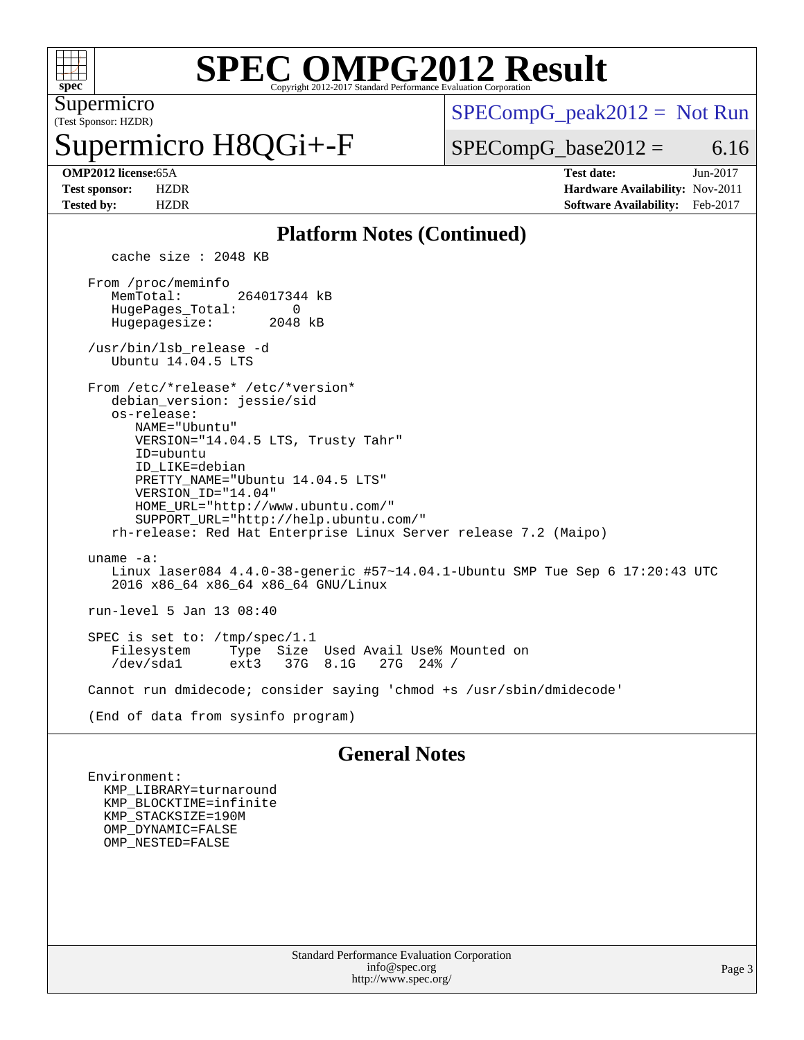# SPEC OMPG2012 Result

Copyright 2012-2017 Standard Performance Evaluation Corporation

Supermicro
(Test Sponsor: HZDR)

## Supermicro H8QGi+-F

SPECompG_peak2012 = Not Run

SPECompG_base2012 = 6.16

| | | | |
|---|---|---|---|
| **OMP2012 license:** | 65A | **Test date:** | Jun-2017 |
| **Test sponsor:** | HZDR | **Hardware Availability:** | Nov-2011 |
| **Tested by:** | HZDR | **Software Availability:** | Feb-2017 |

### Platform Notes (Continued)

```
      cache size : 2048 KB

   From /proc/meminfo
      MemTotal:       264017344 kB
      HugePages_Total:       0
      Hugepagesize:       2048 kB

   /usr/bin/lsb_release -d
      Ubuntu 14.04.5 LTS

   From /etc/*release* /etc/*version*
      debian_version: jessie/sid
      os-release:
         NAME="Ubuntu"
         VERSION="14.04.5 LTS, Trusty Tahr"
         ID=ubuntu
         ID_LIKE=debian
         PRETTY_NAME="Ubuntu 14.04.5 LTS"
         VERSION_ID="14.04"
         HOME_URL="http://www.ubuntu.com/"
         SUPPORT_URL="http://help.ubuntu.com/"
      rh-release: Red Hat Enterprise Linux Server release 7.2 (Maipo)

   uname -a:
      Linux laser084 4.4.0-38-generic #57~14.04.1-Ubuntu SMP Tue Sep 6 17:20:43 UTC
      2016 x86_64 x86_64 x86_64 GNU/Linux

   run-level 5 Jan 13 08:40

   SPEC is set to: /tmp/spec/1.1
      Filesystem     Type  Size  Used Avail Use% Mounted on
      /dev/sda1      ext3   37G  8.1G   27G  24% /

   Cannot run dmidecode; consider saying 'chmod +s /usr/sbin/dmidecode'

   (End of data from sysinfo program)
```

### General Notes

```
   Environment:
     KMP_LIBRARY=turnaround
     KMP_BLOCKTIME=infinite
     KMP_STACKSIZE=190M
     OMP_DYNAMIC=FALSE
     OMP_NESTED=FALSE
```

Standard Performance Evaluation Corporation
info@spec.org
http://www.spec.org/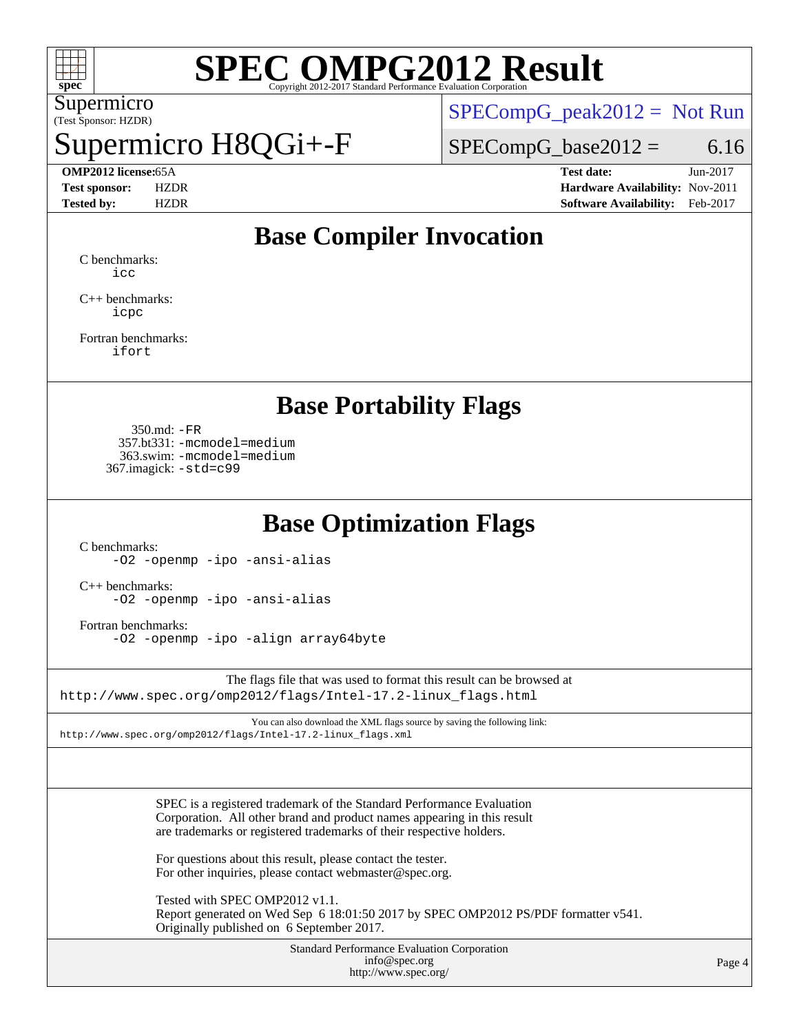# SPEC OMPG2012 Result

Copyright 2012-2017 Standard Performance Evaluation Corporation

Supermicro
(Test Sponsor: HZDR)

# Supermicro H8QGi+-F

SPECompG_peak2012 = Not Run

SPECompG_base2012 = 6.16

**OMP2012 license:** 65A
**Test sponsor:** HZDR
**Tested by:** HZDR

**Test date:** Jun-2017
**Hardware Availability:** Nov-2011
**Software Availability:** Feb-2017

## Base Compiler Invocation

C benchmarks:
    icc

C++ benchmarks:
    icpc

Fortran benchmarks:
    ifort

## Base Portability Flags

350.md: -FR
357.bt331: -mcmodel=medium
363.swim: -mcmodel=medium
367.imagick: -std=c99

## Base Optimization Flags

C benchmarks:
    -O2 -openmp -ipo -ansi-alias

C++ benchmarks:
    -O2 -openmp -ipo -ansi-alias

Fortran benchmarks:
    -O2 -openmp -ipo -align array64byte

The flags file that was used to format this result can be browsed at
http://www.spec.org/omp2012/flags/Intel-17.2-linux_flags.html

You can also download the XML flags source by saving the following link:
http://www.spec.org/omp2012/flags/Intel-17.2-linux_flags.xml

SPEC is a registered trademark of the Standard Performance Evaluation Corporation. All other brand and product names appearing in this result are trademarks or registered trademarks of their respective holders.

For questions about this result, please contact the tester.
For other inquiries, please contact webmaster@spec.org.

Tested with SPEC OMP2012 v1.1.
Report generated on Wed Sep 6 18:01:50 2017 by SPEC OMP2012 PS/PDF formatter v541.
Originally published on 6 September 2017.

Standard Performance Evaluation Corporation
info@spec.org
http://www.spec.org/